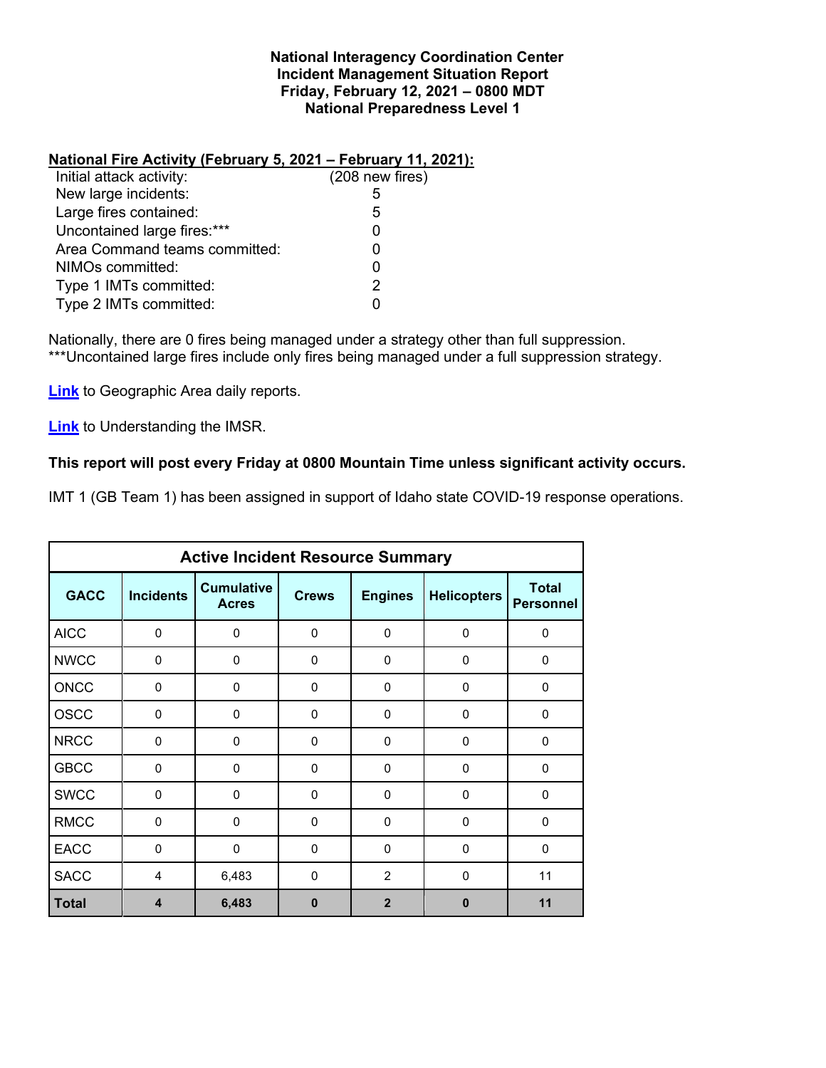**National Interagency Coordination Center**
**Incident Management Situation Report**
**Friday, February 12, 2021 – 0800 MDT**
**National Preparedness Level 1**

**National Fire Activity (February 5, 2021 – February 11, 2021):**

| | |
|---|---|
| Initial attack activity: | (208 new fires) |
| New large incidents: | 5 |
| Large fires contained: | 5 |
| Uncontained large fires:*** | 0 |
| Area Command teams committed: | 0 |
| NIMOs committed: | 0 |
| Type 1 IMTs committed: | 2 |
| Type 2 IMTs committed: | 0 |

Nationally, there are 0 fires being managed under a strategy other than full suppression.
***Uncontained large fires include only fires being managed under a full suppression strategy.

**Link** to Geographic Area daily reports.

**Link** to Understanding the IMSR.

**This report will post every Friday at 0800 Mountain Time unless significant activity occurs.**

IMT 1 (GB Team 1) has been assigned in support of Idaho state COVID-19 response operations.

**Active Incident Resource Summary**

| GACC | Incidents | Cumulative Acres | Crews | Engines | Helicopters | Total Personnel |
|---|---|---|---|---|---|---|
| AICC | 0 | 0 | 0 | 0 | 0 | 0 |
| NWCC | 0 | 0 | 0 | 0 | 0 | 0 |
| ONCC | 0 | 0 | 0 | 0 | 0 | 0 |
| OSCC | 0 | 0 | 0 | 0 | 0 | 0 |
| NRCC | 0 | 0 | 0 | 0 | 0 | 0 |
| GBCC | 0 | 0 | 0 | 0 | 0 | 0 |
| SWCC | 0 | 0 | 0 | 0 | 0 | 0 |
| RMCC | 0 | 0 | 0 | 0 | 0 | 0 |
| EACC | 0 | 0 | 0 | 0 | 0 | 0 |
| SACC | 4 | 6,483 | 0 | 2 | 0 | 11 |
| **Total** | **4** | **6,483** | **0** | **2** | **0** | **11** |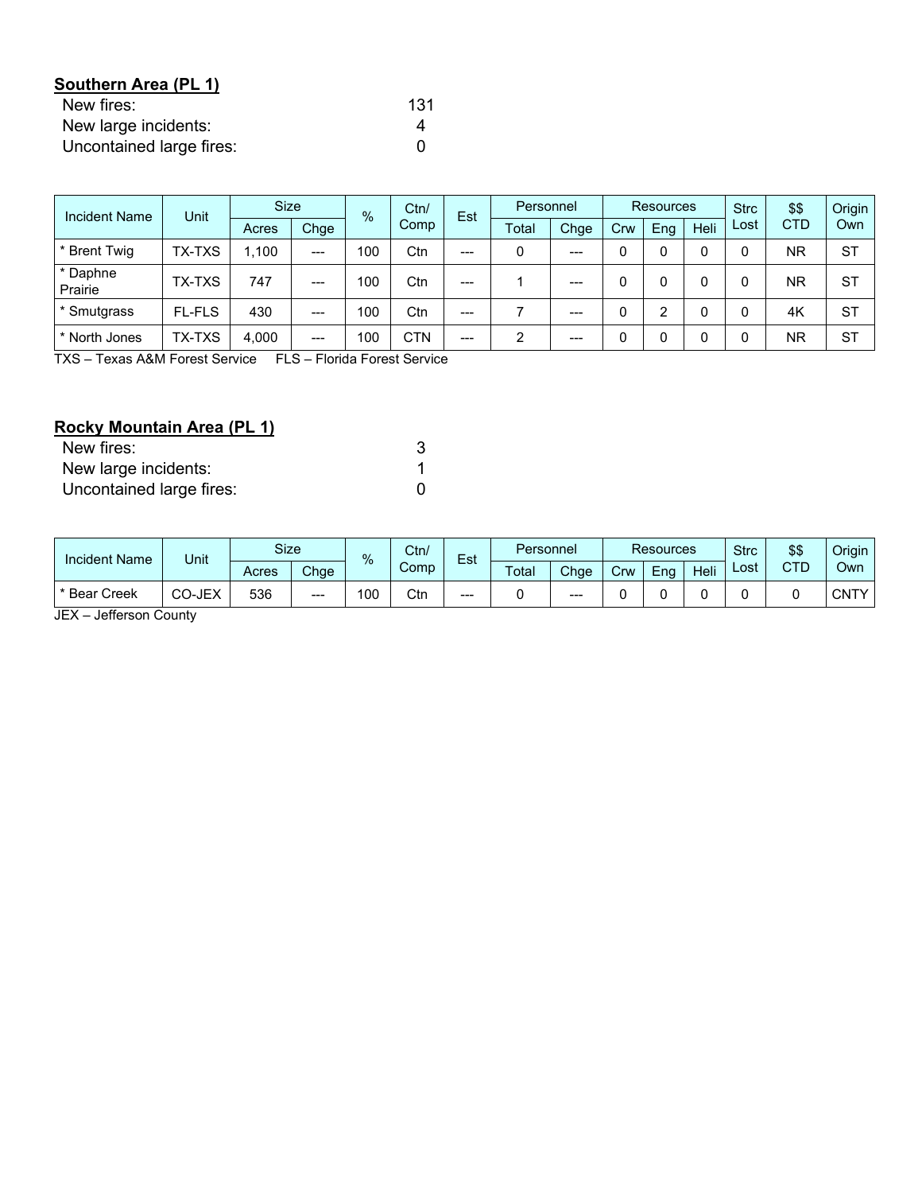**Southern Area (PL 1)**

New fires: 131
New large incidents: 4
Uncontained large fires: 0

| Incident Name | Unit | Size | | % | Ctn/ Comp | Est | Personnel | | Resources | | | Strc Lost | $$ CTD | Origin Own |
|---|---|---|---|---|---|---|---|---|---|---|---|---|---|---|
| | | Acres | Chge | | | | Total | Chge | Crw | Eng | Heli | | | |
| * Brent Twig | TX-TXS | 1,100 | --- | 100 | Ctn | --- | 0 | --- | 0 | 0 | 0 | 0 | NR | ST |
| * Daphne Prairie | TX-TXS | 747 | --- | 100 | Ctn | --- | 1 | --- | 0 | 0 | 0 | 0 | NR | ST |
| * Smutgrass | FL-FLS | 430 | --- | 100 | Ctn | --- | 7 | --- | 0 | 2 | 0 | 0 | 4K | ST |
| * North Jones | TX-TXS | 4,000 | --- | 100 | CTN | --- | 2 | --- | 0 | 0 | 0 | 0 | NR | ST |

TXS – Texas A&M Forest Service FLS – Florida Forest Service

**Rocky Mountain Area (PL 1)**

New fires: 3
New large incidents: 1
Uncontained large fires: 0

| Incident Name | Unit | Size | | % | Ctn/ Comp | Est | Personnel | | Resources | | | Strc Lost | $$ CTD | Origin Own |
|---|---|---|---|---|---|---|---|---|---|---|---|---|---|---|
| | | Acres | Chge | | | | Total | Chge | Crw | Eng | Heli | | | |
| * Bear Creek | CO-JEX | 536 | --- | 100 | Ctn | --- | 0 | --- | 0 | 0 | 0 | 0 | 0 | CNTY |

JEX – Jefferson County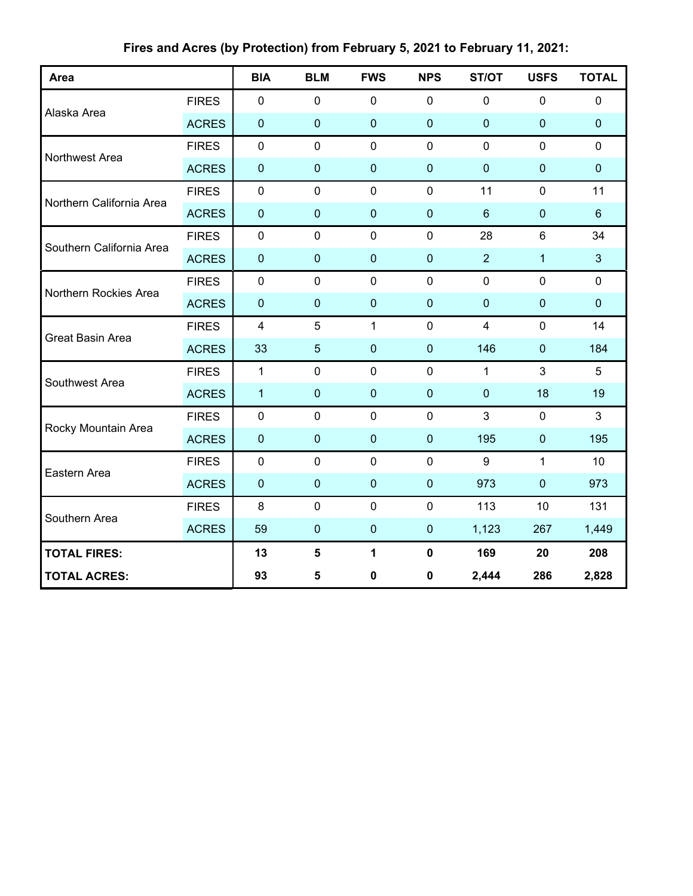## Fires and Acres (by Protection) from February 5, 2021 to February 11, 2021:

| Area | | BIA | BLM | FWS | NPS | ST/OT | USFS | TOTAL |
|---|---|---|---|---|---|---|---|---|
| Alaska Area | FIRES | 0 | 0 | 0 | 0 | 0 | 0 | 0 |
| | ACRES | 0 | 0 | 0 | 0 | 0 | 0 | 0 |
| Northwest Area | FIRES | 0 | 0 | 0 | 0 | 0 | 0 | 0 |
| | ACRES | 0 | 0 | 0 | 0 | 0 | 0 | 0 |
| Northern California Area | FIRES | 0 | 0 | 0 | 0 | 11 | 0 | 11 |
| | ACRES | 0 | 0 | 0 | 0 | 6 | 0 | 6 |
| Southern California Area | FIRES | 0 | 0 | 0 | 0 | 28 | 6 | 34 |
| | ACRES | 0 | 0 | 0 | 0 | 2 | 1 | 3 |
| Northern Rockies Area | FIRES | 0 | 0 | 0 | 0 | 0 | 0 | 0 |
| | ACRES | 0 | 0 | 0 | 0 | 0 | 0 | 0 |
| Great Basin Area | FIRES | 4 | 5 | 1 | 0 | 4 | 0 | 14 |
| | ACRES | 33 | 5 | 0 | 0 | 146 | 0 | 184 |
| Southwest Area | FIRES | 1 | 0 | 0 | 0 | 1 | 3 | 5 |
| | ACRES | 1 | 0 | 0 | 0 | 0 | 18 | 19 |
| Rocky Mountain Area | FIRES | 0 | 0 | 0 | 0 | 3 | 0 | 3 |
| | ACRES | 0 | 0 | 0 | 0 | 195 | 0 | 195 |
| Eastern Area | FIRES | 0 | 0 | 0 | 0 | 9 | 1 | 10 |
| | ACRES | 0 | 0 | 0 | 0 | 973 | 0 | 973 |
| Southern Area | FIRES | 8 | 0 | 0 | 0 | 113 | 10 | 131 |
| | ACRES | 59 | 0 | 0 | 0 | 1,123 | 267 | 1,449 |
| **TOTAL FIRES:** | | **13** | **5** | **1** | **0** | **169** | **20** | **208** |
| **TOTAL ACRES:** | | **93** | **5** | **0** | **0** | **2,444** | **286** | **2,828** |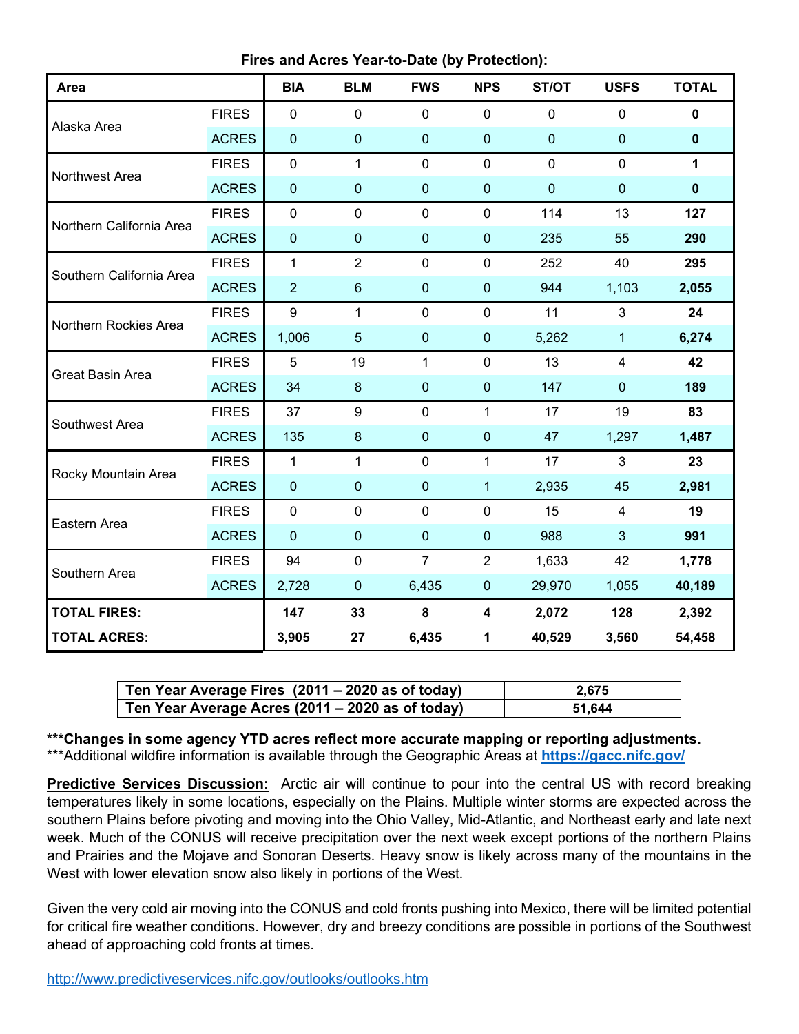**Fires and Acres Year-to-Date (by Protection):**

| Area | | BIA | BLM | FWS | NPS | ST/OT | USFS | TOTAL |
|---|---|---|---|---|---|---|---|---|
| Alaska Area | FIRES | 0 | 0 | 0 | 0 | 0 | 0 | **0** |
| | ACRES | 0 | 0 | 0 | 0 | 0 | 0 | **0** |
| Northwest Area | FIRES | 0 | 1 | 0 | 0 | 0 | 0 | **1** |
| | ACRES | 0 | 0 | 0 | 0 | 0 | 0 | **0** |
| Northern California Area | FIRES | 0 | 0 | 0 | 0 | 114 | 13 | **127** |
| | ACRES | 0 | 0 | 0 | 0 | 235 | 55 | **290** |
| Southern California Area | FIRES | 1 | 2 | 0 | 0 | 252 | 40 | **295** |
| | ACRES | 2 | 6 | 0 | 0 | 944 | 1,103 | **2,055** |
| Northern Rockies Area | FIRES | 9 | 1 | 0 | 0 | 11 | 3 | **24** |
| | ACRES | 1,006 | 5 | 0 | 0 | 5,262 | 1 | **6,274** |
| Great Basin Area | FIRES | 5 | 19 | 1 | 0 | 13 | 4 | **42** |
| | ACRES | 34 | 8 | 0 | 0 | 147 | 0 | **189** |
| Southwest Area | FIRES | 37 | 9 | 0 | 1 | 17 | 19 | **83** |
| | ACRES | 135 | 8 | 0 | 0 | 47 | 1,297 | **1,487** |
| Rocky Mountain Area | FIRES | 1 | 1 | 0 | 1 | 17 | 3 | **23** |
| | ACRES | 0 | 0 | 0 | 1 | 2,935 | 45 | **2,981** |
| Eastern Area | FIRES | 0 | 0 | 0 | 0 | 15 | 4 | **19** |
| | ACRES | 0 | 0 | 0 | 0 | 988 | 3 | **991** |
| Southern Area | FIRES | 94 | 0 | 7 | 2 | 1,633 | 42 | **1,778** |
| | ACRES | 2,728 | 0 | 6,435 | 0 | 29,970 | 1,055 | **40,189** |
| **TOTAL FIRES:** | | **147** | **33** | **8** | **4** | **2,072** | **128** | **2,392** |
| **TOTAL ACRES:** | | **3,905** | **27** | **6,435** | **1** | **40,529** | **3,560** | **54,458** |

| | |
|---|---|
| **Ten Year Average Fires (2011 – 2020 as of today)** | **2,675** |
| **Ten Year Average Acres (2011 – 2020 as of today)** | **51,644** |

**\*\*\*Changes in some agency YTD acres reflect more accurate mapping or reporting adjustments.**
\*\*\*Additional wildfire information is available through the Geographic Areas at **https://gacc.nifc.gov/**

**Predictive Services Discussion:** Arctic air will continue to pour into the central US with record breaking temperatures likely in some locations, especially on the Plains. Multiple winter storms are expected across the southern Plains before pivoting and moving into the Ohio Valley, Mid-Atlantic, and Northeast early and late next week. Much of the CONUS will receive precipitation over the next week except portions of the northern Plains and Prairies and the Mojave and Sonoran Deserts. Heavy snow is likely across many of the mountains in the West with lower elevation snow also likely in portions of the West.

Given the very cold air moving into the CONUS and cold fronts pushing into Mexico, there will be limited potential for critical fire weather conditions. However, dry and breezy conditions are possible in portions of the Southwest ahead of approaching cold fronts at times.

http://www.predictiveservices.nifc.gov/outlooks/outlooks.htm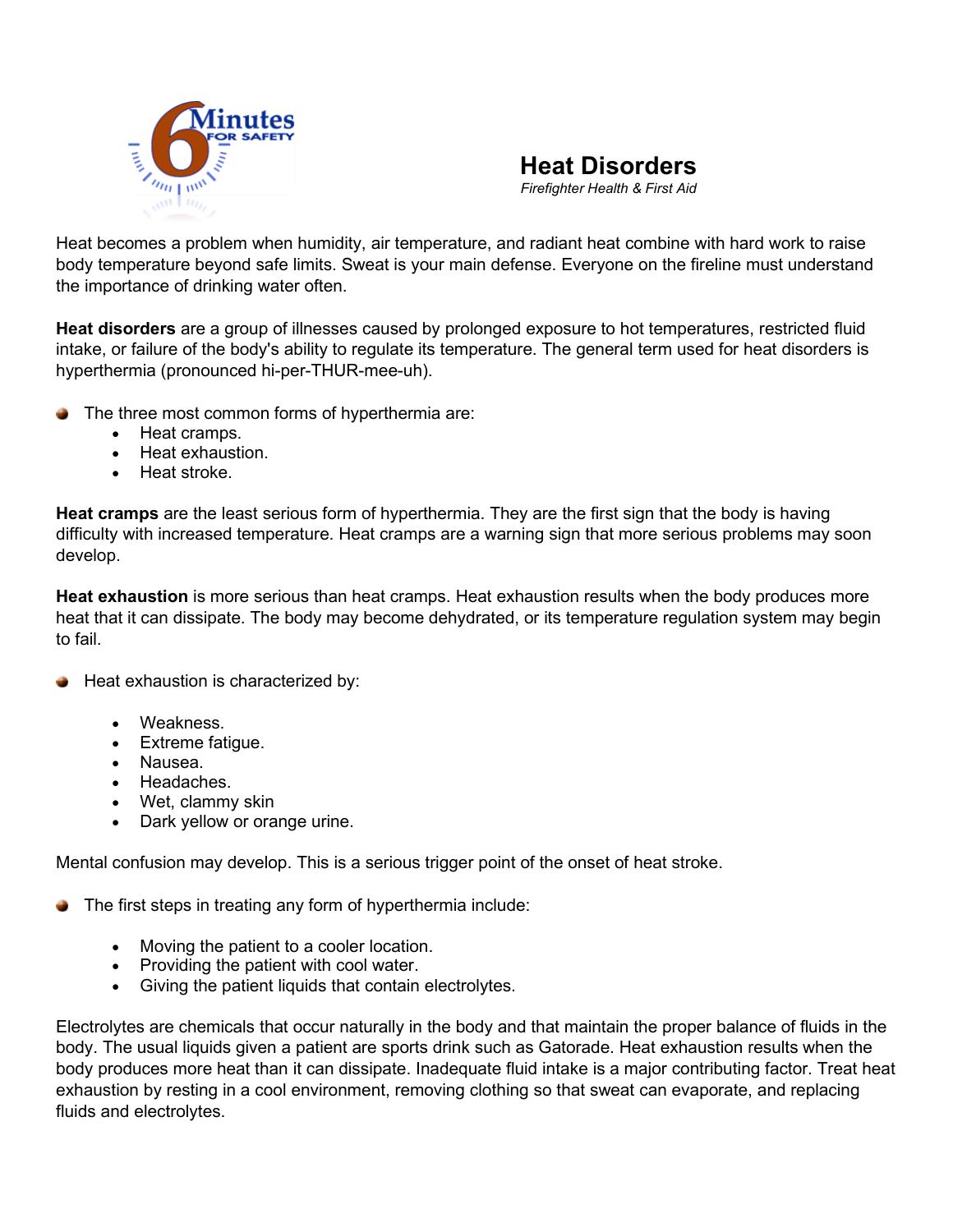# Heat Disorders

*Firefighter Health & First Aid*

Heat becomes a problem when humidity, air temperature, and radiant heat combine with hard work to raise body temperature beyond safe limits. Sweat is your main defense. Everyone on the fireline must understand the importance of drinking water often.

**Heat disorders** are a group of illnesses caused by prolonged exposure to hot temperatures, restricted fluid intake, or failure of the body's ability to regulate its temperature. The general term used for heat disorders is hyperthermia (pronounced hi-per-THUR-mee-uh).

- The three most common forms of hyperthermia are:
  - Heat cramps.
  - Heat exhaustion.
  - Heat stroke.

**Heat cramps** are the least serious form of hyperthermia. They are the first sign that the body is having difficulty with increased temperature. Heat cramps are a warning sign that more serious problems may soon develop.

**Heat exhaustion** is more serious than heat cramps. Heat exhaustion results when the body produces more heat that it can dissipate. The body may become dehydrated, or its temperature regulation system may begin to fail.

- Heat exhaustion is characterized by:
  - Weakness.
  - Extreme fatigue.
  - Nausea.
  - Headaches.
  - Wet, clammy skin
  - Dark yellow or orange urine.

Mental confusion may develop. This is a serious trigger point of the onset of heat stroke.

- The first steps in treating any form of hyperthermia include:
  - Moving the patient to a cooler location.
  - Providing the patient with cool water.
  - Giving the patient liquids that contain electrolytes.

Electrolytes are chemicals that occur naturally in the body and that maintain the proper balance of fluids in the body. The usual liquids given a patient are sports drink such as Gatorade. Heat exhaustion results when the body produces more heat than it can dissipate. Inadequate fluid intake is a major contributing factor. Treat heat exhaustion by resting in a cool environment, removing clothing so that sweat can evaporate, and replacing fluids and electrolytes.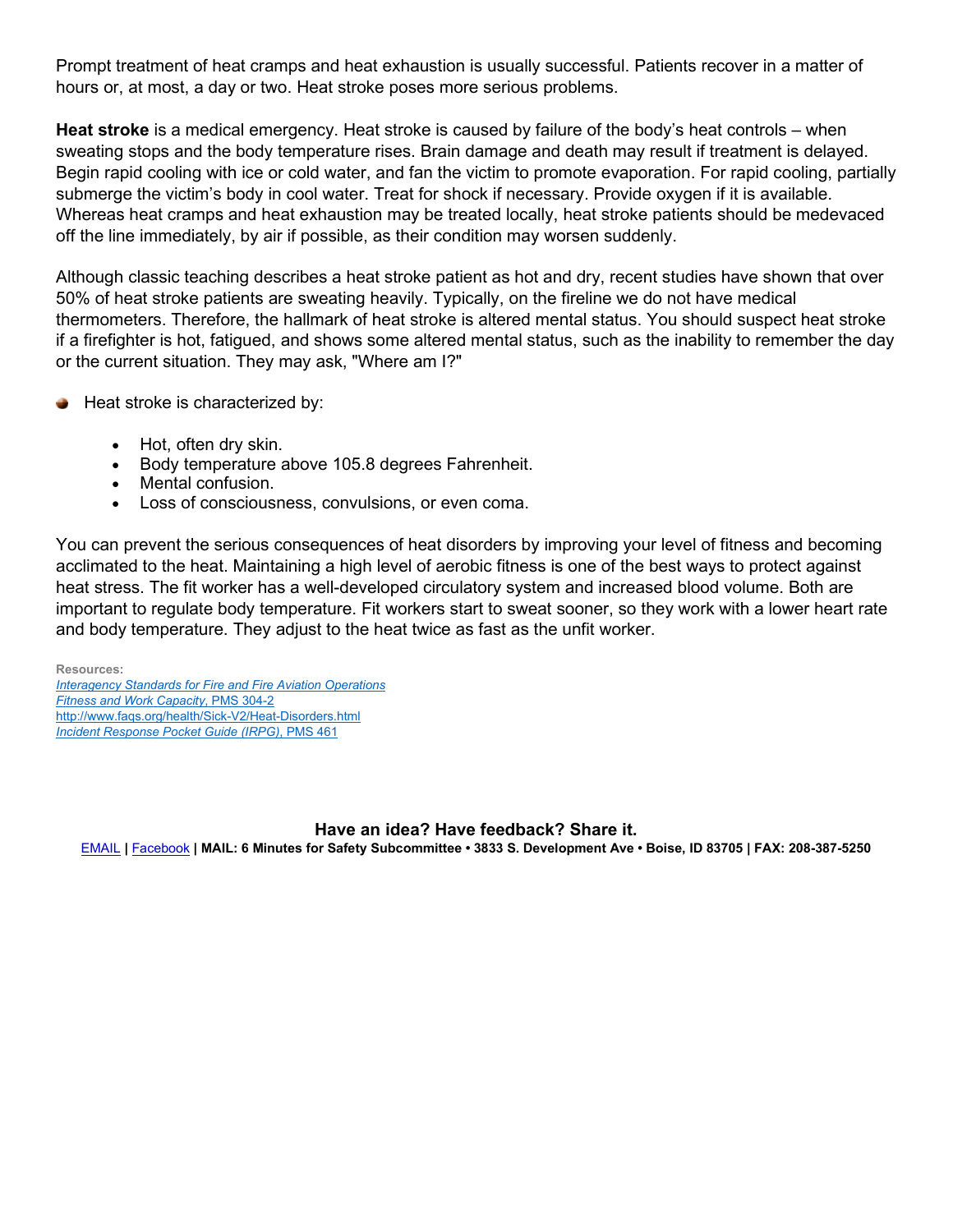Prompt treatment of heat cramps and heat exhaustion is usually successful. Patients recover in a matter of hours or, at most, a day or two. Heat stroke poses more serious problems.

**Heat stroke** is a medical emergency. Heat stroke is caused by failure of the body's heat controls – when sweating stops and the body temperature rises. Brain damage and death may result if treatment is delayed. Begin rapid cooling with ice or cold water, and fan the victim to promote evaporation. For rapid cooling, partially submerge the victim's body in cool water. Treat for shock if necessary. Provide oxygen if it is available. Whereas heat cramps and heat exhaustion may be treated locally, heat stroke patients should be medevaced off the line immediately, by air if possible, as their condition may worsen suddenly.

Although classic teaching describes a heat stroke patient as hot and dry, recent studies have shown that over 50% of heat stroke patients are sweating heavily. Typically, on the fireline we do not have medical thermometers. Therefore, the hallmark of heat stroke is altered mental status. You should suspect heat stroke if a firefighter is hot, fatigued, and shows some altered mental status, such as the inability to remember the day or the current situation. They may ask, "Where am I?"

- Heat stroke is characterized by:
  - Hot, often dry skin.
  - Body temperature above 105.8 degrees Fahrenheit.
  - Mental confusion.
  - Loss of consciousness, convulsions, or even coma.

You can prevent the serious consequences of heat disorders by improving your level of fitness and becoming acclimated to the heat. Maintaining a high level of aerobic fitness is one of the best ways to protect against heat stress. The fit worker has a well-developed circulatory system and increased blood volume. Both are important to regulate body temperature. Fit workers start to sweat sooner, so they work with a lower heart rate and body temperature. They adjust to the heat twice as fast as the unfit worker.

**Resources:**
*Interagency Standards for Fire and Fire Aviation Operations*
*Fitness and Work Capacity*, PMS 304-2
http://www.faqs.org/health/Sick-V2/Heat-Disorders.html
*Incident Response Pocket Guide (IRPG)*, PMS 461

**Have an idea? Have feedback? Share it.**

EMAIL | Facebook | **MAIL: 6 Minutes for Safety Subcommittee • 3833 S. Development Ave • Boise, ID 83705 | FAX: 208-387-5250**